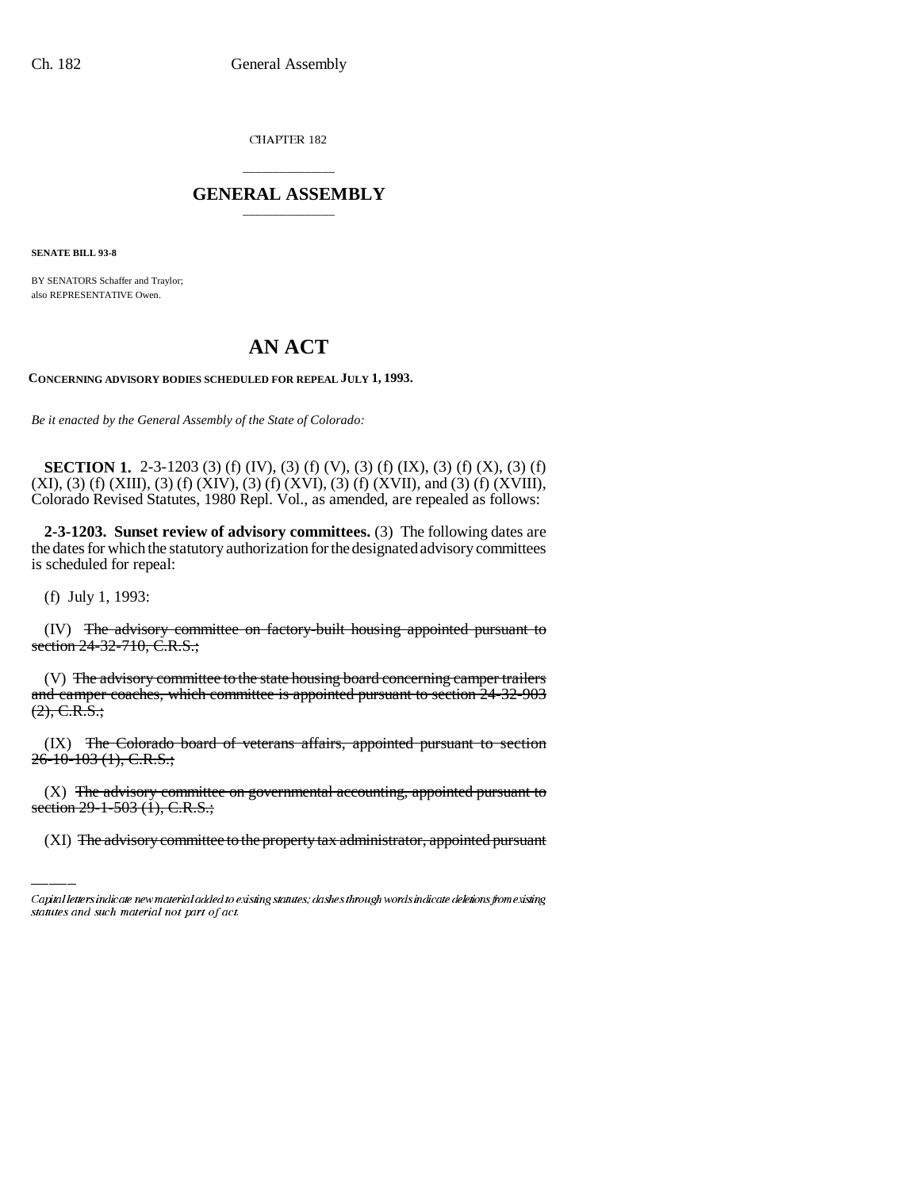CHAPTER 182

# GENERAL ASSEMBLY

**SENATE BILL 93-8**

BY SENATORS Schaffer and Traylor;
also REPRESENTATIVE Owen.

# AN ACT

**CONCERNING ADVISORY BODIES SCHEDULED FOR REPEAL JULY 1, 1993.**

*Be it enacted by the General Assembly of the State of Colorado:*

**SECTION 1.** 2-3-1203 (3) (f) (IV), (3) (f) (V), (3) (f) (IX), (3) (f) (X), (3) (f) (XI), (3) (f) (XIII), (3) (f) (XIV), (3) (f) (XVI), (3) (f) (XVII), and (3) (f) (XVIII), Colorado Revised Statutes, 1980 Repl. Vol., as amended, are repealed as follows:

**2-3-1203. Sunset review of advisory committees.** (3) The following dates are the dates for which the statutory authorization for the designated advisory committees is scheduled for repeal:

(f) July 1, 1993:

(IV) ~~The advisory committee on factory-built housing appointed pursuant to section 24-32-710, C.R.S.;~~

(V) ~~The advisory committee to the state housing board concerning camper trailers and camper coaches, which committee is appointed pursuant to section 24-32-903 (2), C.R.S.;~~

(IX) ~~The Colorado board of veterans affairs, appointed pursuant to section 26-10-103 (1), C.R.S.;~~

(X) ~~The advisory committee on governmental accounting, appointed pursuant to section 29-1-503 (1), C.R.S.;~~

(XI) ~~The advisory committee to the property tax administrator, appointed pursuant~~

Capital letters indicate new material added to existing statutes; dashes through words indicate deletions from existing statutes and such material not part of act.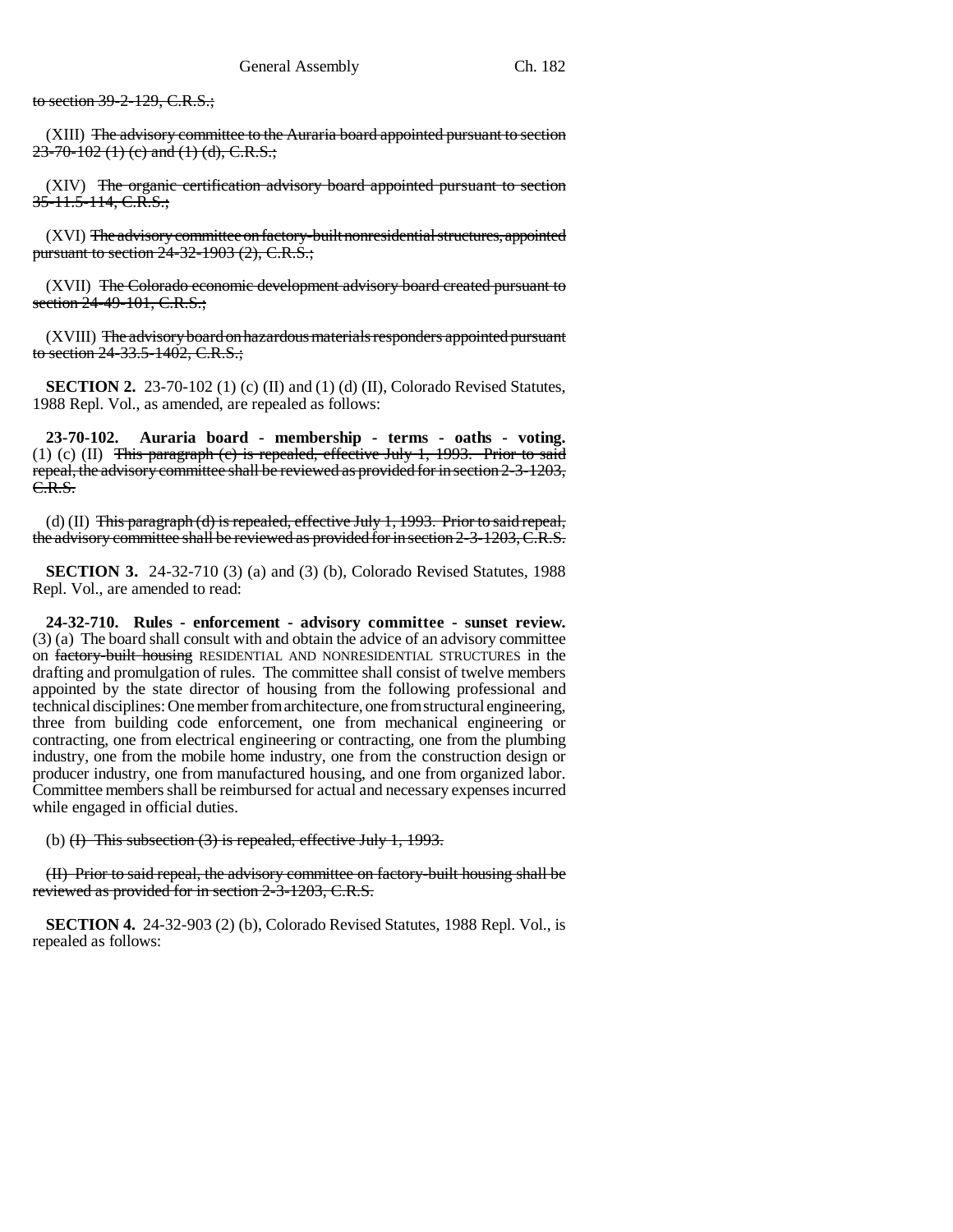to section 39-2-129, C.R.S.;

(XIII) The advisory committee to the Auraria board appointed pursuant to section 23-70-102 (1) (c) and (1) (d), C.R.S.;

(XIV) The organic certification advisory board appointed pursuant to section 35-11.5-114, C.R.S.;

(XVI) The advisory committee on factory-built nonresidential structures, appointed pursuant to section 24-32-1903 (2), C.R.S.;

(XVII) The Colorado economic development advisory board created pursuant to section 24-49-101, C.R.S.;

(XVIII) The advisory board on hazardous materials responders appointed pursuant to section 24-33.5-1402, C.R.S.;

**SECTION 2.** 23-70-102 (1) (c) (II) and (1) (d) (II), Colorado Revised Statutes, 1988 Repl. Vol., as amended, are repealed as follows:

**23-70-102. Auraria board - membership - terms - oaths - voting.** (1) (c) (II) This paragraph (c) is repealed, effective July 1, 1993. Prior to said repeal, the advisory committee shall be reviewed as provided for in section 2-3-1203, C.R.S.

(d) (II) This paragraph (d) is repealed, effective July 1, 1993. Prior to said repeal, the advisory committee shall be reviewed as provided for in section 2-3-1203, C.R.S.

**SECTION 3.** 24-32-710 (3) (a) and (3) (b), Colorado Revised Statutes, 1988 Repl. Vol., are amended to read:

**24-32-710. Rules - enforcement - advisory committee - sunset review.** (3) (a) The board shall consult with and obtain the advice of an advisory committee on factory-built housing RESIDENTIAL AND NONRESIDENTIAL STRUCTURES in the drafting and promulgation of rules. The committee shall consist of twelve members appointed by the state director of housing from the following professional and technical disciplines: One member from architecture, one from structural engineering, three from building code enforcement, one from mechanical engineering or contracting, one from electrical engineering or contracting, one from the plumbing industry, one from the mobile home industry, one from the construction design or producer industry, one from manufactured housing, and one from organized labor. Committee members shall be reimbursed for actual and necessary expenses incurred while engaged in official duties.

(b) (I) This subsection (3) is repealed, effective July 1, 1993.

(II) Prior to said repeal, the advisory committee on factory-built housing shall be reviewed as provided for in section 2-3-1203, C.R.S.

**SECTION 4.** 24-32-903 (2) (b), Colorado Revised Statutes, 1988 Repl. Vol., is repealed as follows: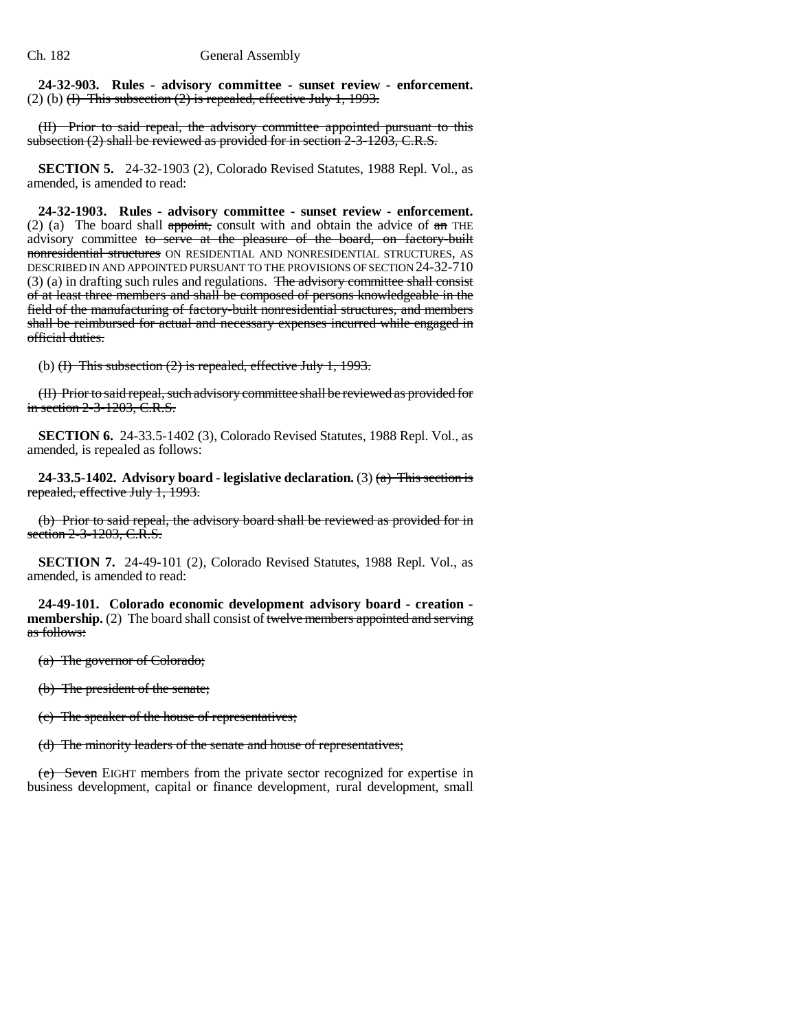**24-32-903. Rules - advisory committee - sunset review - enforcement.** (2) (b) ~~(I) This subsection (2) is repealed, effective July 1, 1993.~~

~~(II) Prior to said repeal, the advisory committee appointed pursuant to this subsection (2) shall be reviewed as provided for in section 2-3-1203, C.R.S.~~

**SECTION 5.** 24-32-1903 (2), Colorado Revised Statutes, 1988 Repl. Vol., as amended, is amended to read:

**24-32-1903. Rules - advisory committee - sunset review - enforcement.** (2) (a) The board shall ~~appoint,~~ consult with and obtain the advice of ~~an~~ THE advisory committee ~~to serve at the pleasure of the board, on factory-built nonresidential structures~~ ON RESIDENTIAL AND NONRESIDENTIAL STRUCTURES, AS DESCRIBED IN AND APPOINTED PURSUANT TO THE PROVISIONS OF SECTION 24-32-710 (3) (a) in drafting such rules and regulations. ~~The advisory committee shall consist of at least three members and shall be composed of persons knowledgeable in the field of the manufacturing of factory-built nonresidential structures, and members shall be reimbursed for actual and necessary expenses incurred while engaged in official duties.~~

(b) ~~(I) This subsection (2) is repealed, effective July 1, 1993.~~

~~(II) Prior to said repeal, such advisory committee shall be reviewed as provided for in section 2-3-1203, C.R.S.~~

**SECTION 6.** 24-33.5-1402 (3), Colorado Revised Statutes, 1988 Repl. Vol., as amended, is repealed as follows:

**24-33.5-1402. Advisory board - legislative declaration.** (3) ~~(a) This section is repealed, effective July 1, 1993.~~

~~(b) Prior to said repeal, the advisory board shall be reviewed as provided for in section 2-3-1203, C.R.S.~~

**SECTION 7.** 24-49-101 (2), Colorado Revised Statutes, 1988 Repl. Vol., as amended, is amended to read:

**24-49-101. Colorado economic development advisory board - creation - membership.** (2) The board shall consist of ~~twelve members appointed and serving as follows:~~

~~(a) The governor of Colorado;~~

~~(b) The president of the senate;~~

~~(c) The speaker of the house of representatives;~~

~~(d) The minority leaders of the senate and house of representatives;~~

~~(e) Seven~~ EIGHT members from the private sector recognized for expertise in business development, capital or finance development, rural development, small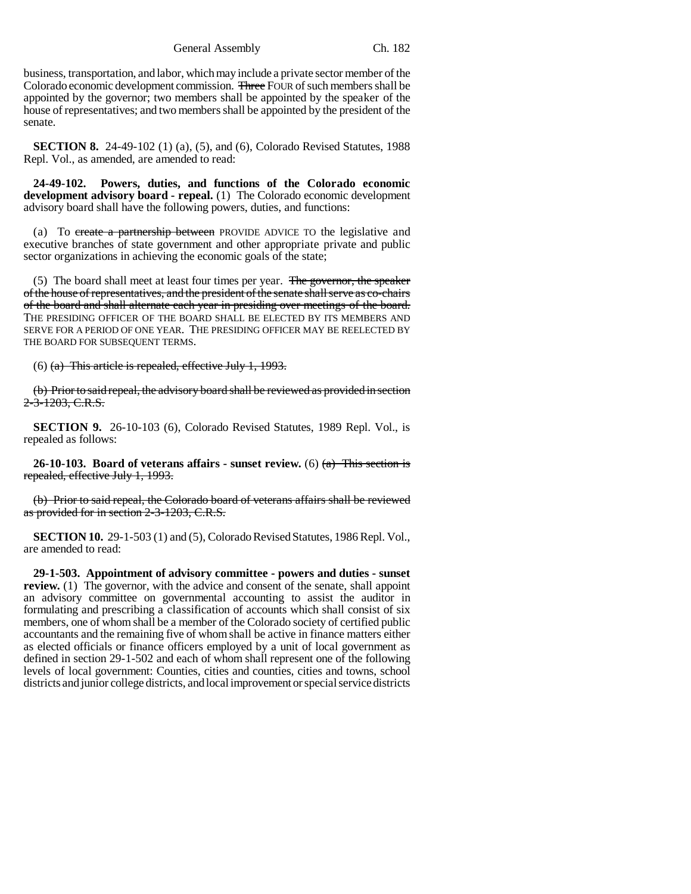business, transportation, and labor, which may include a private sector member of the Colorado economic development commission. ~~Three~~ FOUR of such members shall be appointed by the governor; two members shall be appointed by the speaker of the house of representatives; and two members shall be appointed by the president of the senate.

**SECTION 8.** 24-49-102 (1) (a), (5), and (6), Colorado Revised Statutes, 1988 Repl. Vol., as amended, are amended to read:

**24-49-102. Powers, duties, and functions of the Colorado economic development advisory board - repeal.** (1) The Colorado economic development advisory board shall have the following powers, duties, and functions:

(a) To ~~create a partnership between~~ PROVIDE ADVICE TO the legislative and executive branches of state government and other appropriate private and public sector organizations in achieving the economic goals of the state;

(5) The board shall meet at least four times per year. ~~The governor, the speaker of the house of representatives, and the president of the senate shall serve as co-chairs of the board and shall alternate each year in presiding over meetings of the board.~~ THE PRESIDING OFFICER OF THE BOARD SHALL BE ELECTED BY ITS MEMBERS AND SERVE FOR A PERIOD OF ONE YEAR. THE PRESIDING OFFICER MAY BE REELECTED BY THE BOARD FOR SUBSEQUENT TERMS.

(6) ~~(a) This article is repealed, effective July 1, 1993.~~

~~(b) Prior to said repeal, the advisory board shall be reviewed as provided in section 2-3-1203, C.R.S.~~

**SECTION 9.** 26-10-103 (6), Colorado Revised Statutes, 1989 Repl. Vol., is repealed as follows:

**26-10-103. Board of veterans affairs - sunset review.** (6) ~~(a) This section is repealed, effective July 1, 1993.~~

~~(b) Prior to said repeal, the Colorado board of veterans affairs shall be reviewed as provided for in section 2-3-1203, C.R.S.~~

**SECTION 10.** 29-1-503 (1) and (5), Colorado Revised Statutes, 1986 Repl. Vol., are amended to read:

**29-1-503. Appointment of advisory committee - powers and duties - sunset review.** (1) The governor, with the advice and consent of the senate, shall appoint an advisory committee on governmental accounting to assist the auditor in formulating and prescribing a classification of accounts which shall consist of six members, one of whom shall be a member of the Colorado society of certified public accountants and the remaining five of whom shall be active in finance matters either as elected officials or finance officers employed by a unit of local government as defined in section 29-1-502 and each of whom shall represent one of the following levels of local government: Counties, cities and counties, cities and towns, school districts and junior college districts, and local improvement or special service districts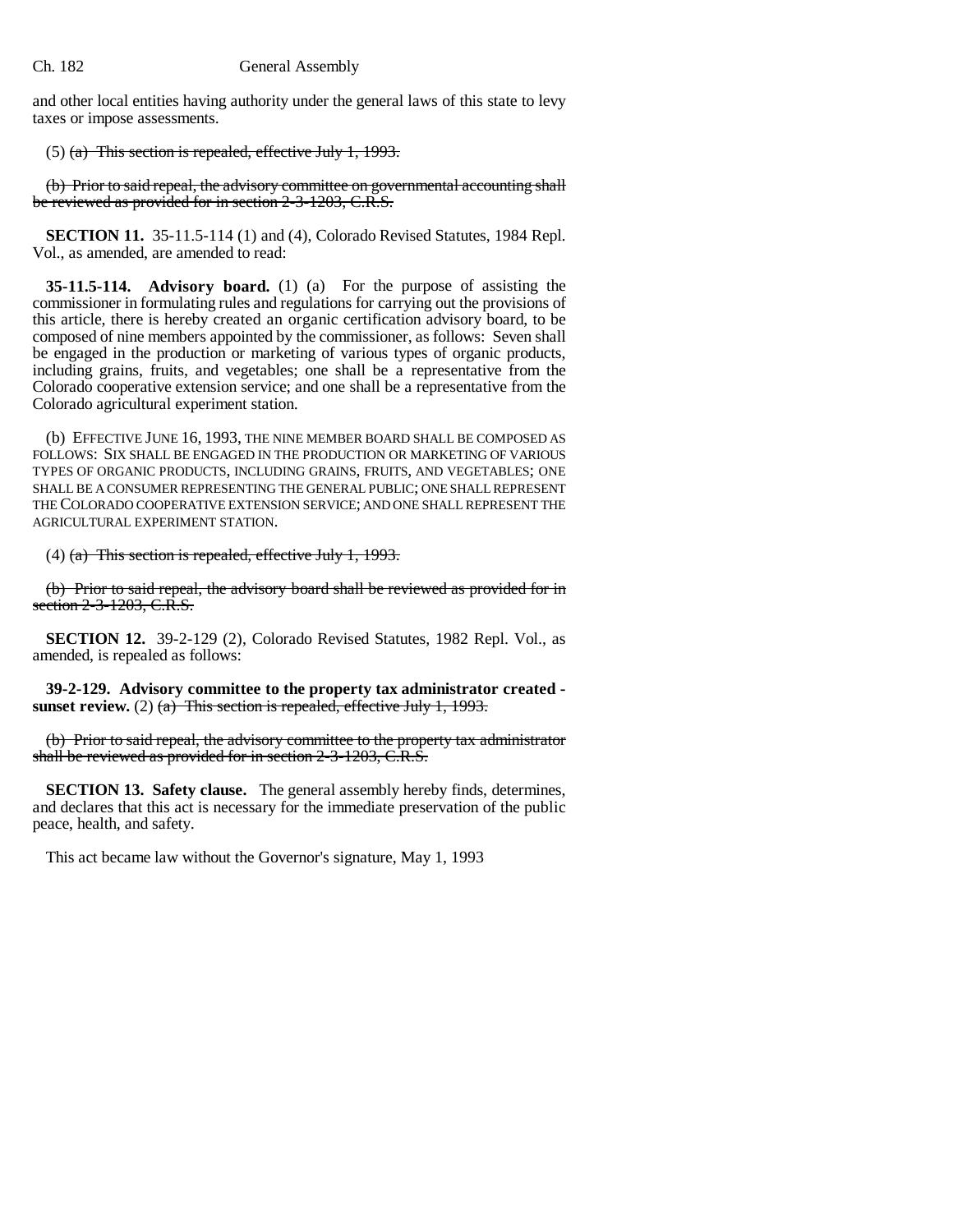and other local entities having authority under the general laws of this state to levy taxes or impose assessments.

(5) ~~(a) This section is repealed, effective July 1, 1993.~~

~~(b) Prior to said repeal, the advisory committee on governmental accounting shall be reviewed as provided for in section 2-3-1203, C.R.S.~~

**SECTION 11.** 35-11.5-114 (1) and (4), Colorado Revised Statutes, 1984 Repl. Vol., as amended, are amended to read:

**35-11.5-114. Advisory board.** (1) (a) For the purpose of assisting the commissioner in formulating rules and regulations for carrying out the provisions of this article, there is hereby created an organic certification advisory board, to be composed of nine members appointed by the commissioner, as follows: Seven shall be engaged in the production or marketing of various types of organic products, including grains, fruits, and vegetables; one shall be a representative from the Colorado cooperative extension service; and one shall be a representative from the Colorado agricultural experiment station.

(b) EFFECTIVE JUNE 16, 1993, THE NINE MEMBER BOARD SHALL BE COMPOSED AS FOLLOWS: SIX SHALL BE ENGAGED IN THE PRODUCTION OR MARKETING OF VARIOUS TYPES OF ORGANIC PRODUCTS, INCLUDING GRAINS, FRUITS, AND VEGETABLES; ONE SHALL BE A CONSUMER REPRESENTING THE GENERAL PUBLIC; ONE SHALL REPRESENT THE COLORADO COOPERATIVE EXTENSION SERVICE; AND ONE SHALL REPRESENT THE AGRICULTURAL EXPERIMENT STATION.

(4) ~~(a) This section is repealed, effective July 1, 1993.~~

~~(b) Prior to said repeal, the advisory board shall be reviewed as provided for in section 2-3-1203, C.R.S.~~

**SECTION 12.** 39-2-129 (2), Colorado Revised Statutes, 1982 Repl. Vol., as amended, is repealed as follows:

**39-2-129. Advisory committee to the property tax administrator created - sunset review.** (2) ~~(a) This section is repealed, effective July 1, 1993.~~

~~(b) Prior to said repeal, the advisory committee to the property tax administrator shall be reviewed as provided for in section 2-3-1203, C.R.S.~~

**SECTION 13. Safety clause.** The general assembly hereby finds, determines, and declares that this act is necessary for the immediate preservation of the public peace, health, and safety.

This act became law without the Governor's signature, May 1, 1993